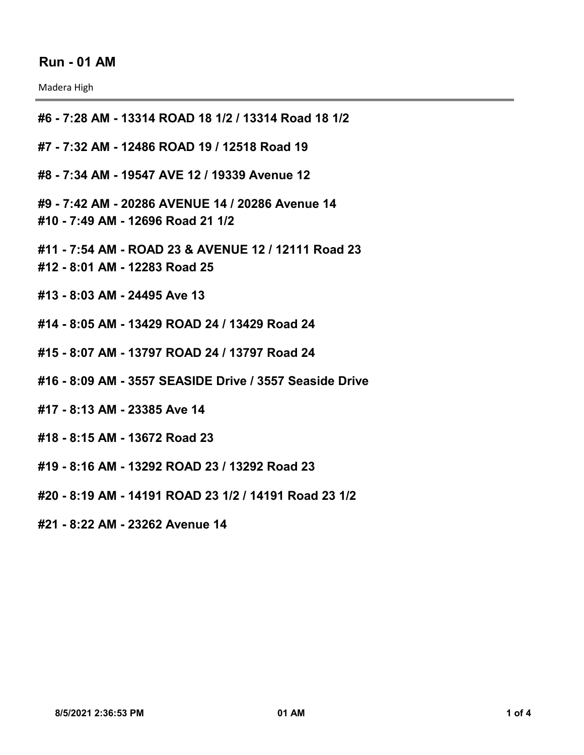## Run - 01 AM

Madera High

---

**#6 - 7:28 AM - 13314 ROAD 18 1/2 / 13314 Road 18 1/2**

**#7 - 7:32 AM - 12486 ROAD 19 / 12518 Road 19**

**#8 - 7:34 AM - 19547 AVE 12 / 19339 Avenue 12**

**#9 - 7:42 AM - 20286 AVENUE 14 / 20286 Avenue 14**

**#10 - 7:49 AM - 12696 Road 21 1/2**

**#11 - 7:54 AM - ROAD 23 & AVENUE 12 / 12111 Road 23**

**#12 - 8:01 AM - 12283 Road 25**

**#13 - 8:03 AM - 24495 Ave 13**

**#14 - 8:05 AM - 13429 ROAD 24 / 13429 Road 24**

**#15 - 8:07 AM - 13797 ROAD 24 / 13797 Road 24**

**#16 - 8:09 AM - 3557 SEASIDE Drive / 3557 Seaside Drive**

**#17 - 8:13 AM - 23385 Ave 14**

**#18 - 8:15 AM - 13672 Road 23**

**#19 - 8:16 AM - 13292 ROAD 23 / 13292 Road 23**

**#20 - 8:19 AM - 14191 ROAD 23 1/2 / 14191 Road 23 1/2**

**#21 - 8:22 AM - 23262 Avenue 14**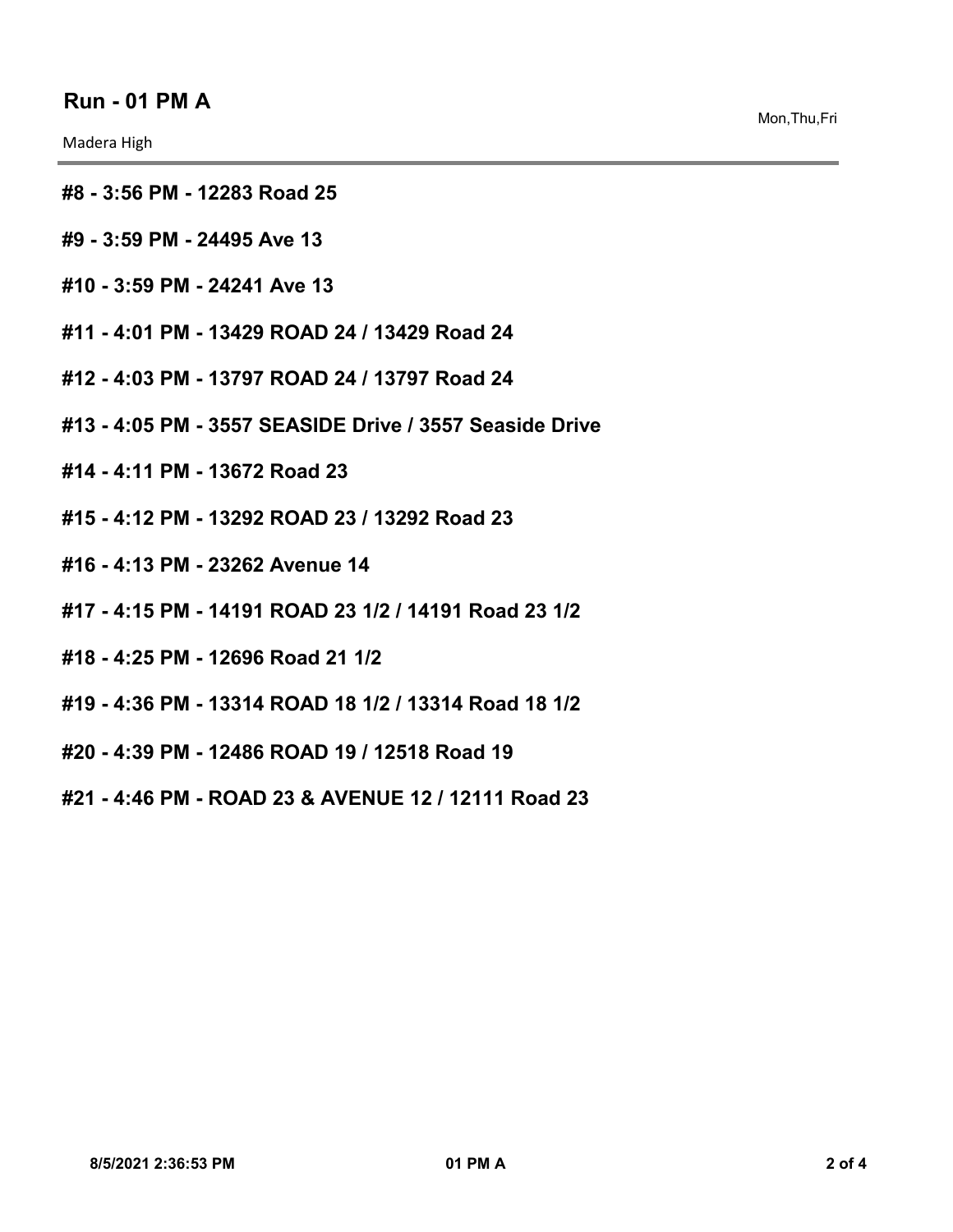## Run - 01 PM A

Madera High

Mon,Thu,Fri

**#8 - 3:56 PM - 12283 Road 25**

**#9 - 3:59 PM - 24495 Ave 13**

**#10 - 3:59 PM - 24241 Ave 13**

**#11 - 4:01 PM - 13429 ROAD 24 / 13429 Road 24**

**#12 - 4:03 PM - 13797 ROAD 24 / 13797 Road 24**

**#13 - 4:05 PM - 3557 SEASIDE Drive / 3557 Seaside Drive**

**#14 - 4:11 PM - 13672 Road 23**

**#15 - 4:12 PM - 13292 ROAD 23 / 13292 Road 23**

**#16 - 4:13 PM - 23262 Avenue 14**

**#17 - 4:15 PM - 14191 ROAD 23 1/2 / 14191 Road 23 1/2**

**#18 - 4:25 PM - 12696 Road 21 1/2**

**#19 - 4:36 PM - 13314 ROAD 18 1/2 / 13314 Road 18 1/2**

**#20 - 4:39 PM - 12486 ROAD 19 / 12518 Road 19**

**#21 - 4:46 PM - ROAD 23 & AVENUE 12 / 12111 Road 23**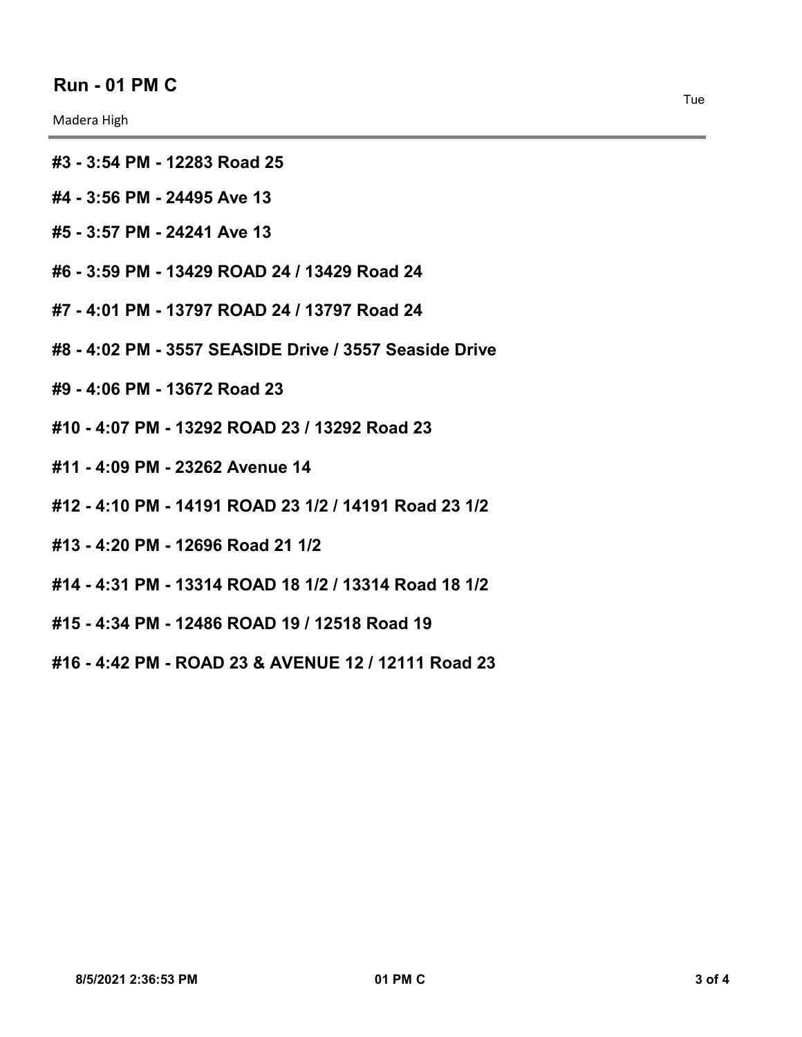## Run - 01 PM C

Tue

Madera High

---

**#3 - 3:54 PM - 12283 Road 25**

**#4 - 3:56 PM - 24495 Ave 13**

**#5 - 3:57 PM - 24241 Ave 13**

**#6 - 3:59 PM - 13429 ROAD 24 / 13429 Road 24**

**#7 - 4:01 PM - 13797 ROAD 24 / 13797 Road 24**

**#8 - 4:02 PM - 3557 SEASIDE Drive / 3557 Seaside Drive**

**#9 - 4:06 PM - 13672 Road 23**

**#10 - 4:07 PM - 13292 ROAD 23 / 13292 Road 23**

**#11 - 4:09 PM - 23262 Avenue 14**

**#12 - 4:10 PM - 14191 ROAD 23 1/2 / 14191 Road 23 1/2**

**#13 - 4:20 PM - 12696 Road 21 1/2**

**#14 - 4:31 PM - 13314 ROAD 18 1/2 / 13314 Road 18 1/2**

**#15 - 4:34 PM - 12486 ROAD 19 / 12518 Road 19**

**#16 - 4:42 PM - ROAD 23 & AVENUE 12 / 12111 Road 23**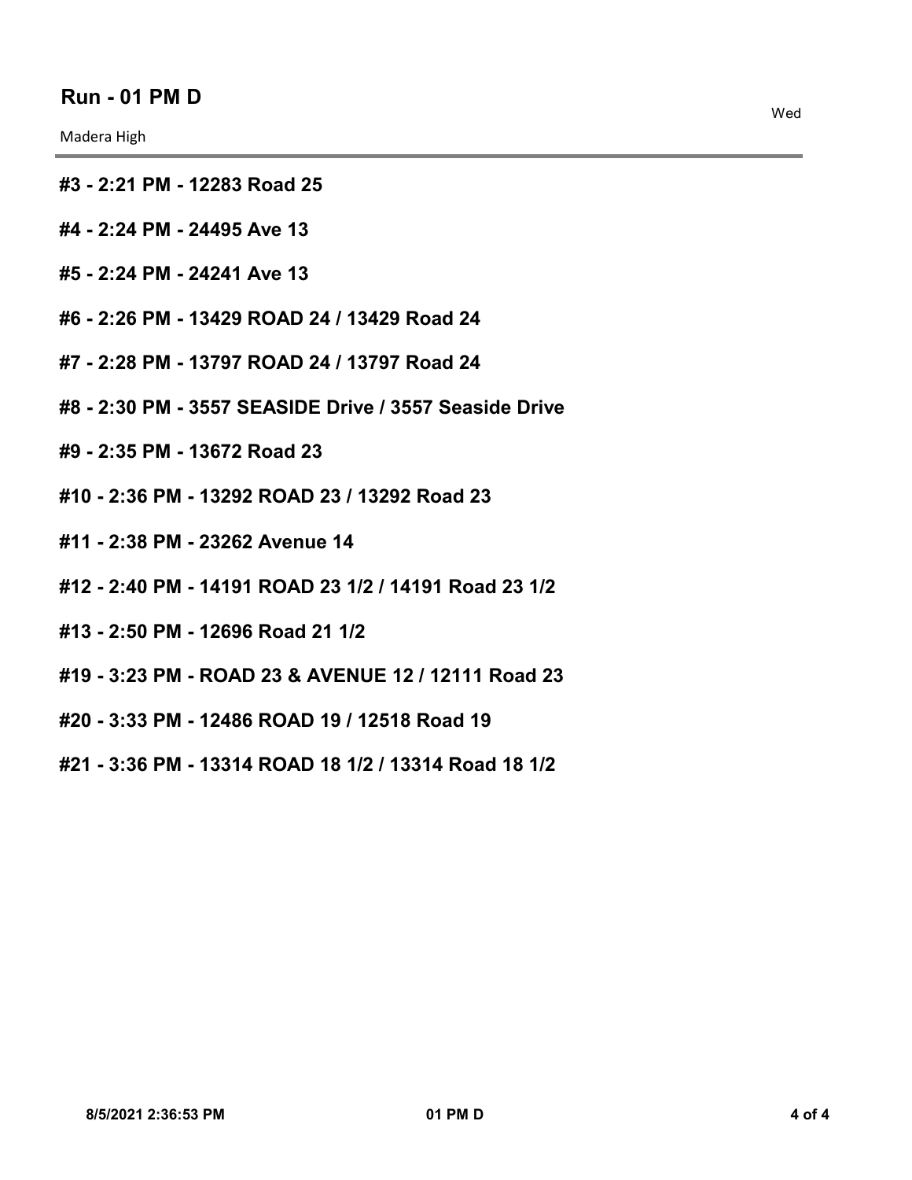## Run - 01 PM D

Wed

Madera High

---

**#3 - 2:21 PM - 12283 Road 25**

**#4 - 2:24 PM - 24495 Ave 13**

**#5 - 2:24 PM - 24241 Ave 13**

**#6 - 2:26 PM - 13429 ROAD 24 / 13429 Road 24**

**#7 - 2:28 PM - 13797 ROAD 24 / 13797 Road 24**

**#8 - 2:30 PM - 3557 SEASIDE Drive / 3557 Seaside Drive**

**#9 - 2:35 PM - 13672 Road 23**

**#10 - 2:36 PM - 13292 ROAD 23 / 13292 Road 23**

**#11 - 2:38 PM - 23262 Avenue 14**

**#12 - 2:40 PM - 14191 ROAD 23 1/2 / 14191 Road 23 1/2**

**#13 - 2:50 PM - 12696 Road 21 1/2**

**#19 - 3:23 PM - ROAD 23 & AVENUE 12 / 12111 Road 23**

**#20 - 3:33 PM - 12486 ROAD 19 / 12518 Road 19**

**#21 - 3:36 PM - 13314 ROAD 18 1/2 / 13314 Road 18 1/2**